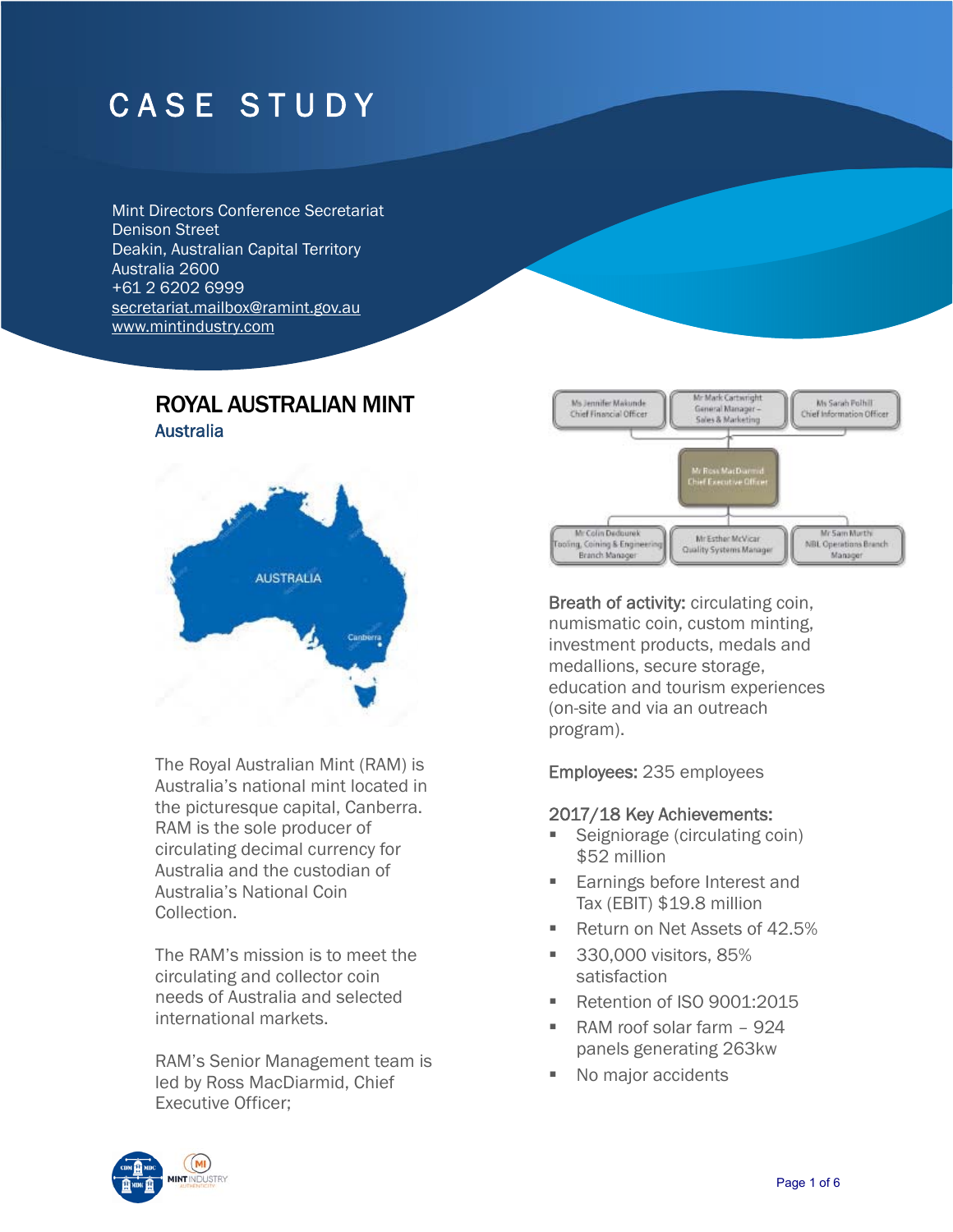# CASE STUDY

Mint Directors Conference Secretariat
Denison Street
Deakin, Australian Capital Territory
Australia 2600
+61 2 6202 6999
secretariat.mailbox@ramint.gov.au
www.mintindustry.com

## ROYAL AUSTRALIAN MINT

### Australia

The Royal Australian Mint (RAM) is Australia's national mint located in the picturesque capital, Canberra. RAM is the sole producer of circulating decimal currency for Australia and the custodian of Australia's National Coin Collection.

The RAM's mission is to meet the circulating and collector coin needs of Australia and selected international markets.

RAM's Senior Management team is led by Ross MacDiarmid, Chief Executive Officer;

**Breath of activity:** circulating coin, numismatic coin, custom minting, investment products, medals and medallions, secure storage, education and tourism experiences (on-site and via an outreach program).

**Employees:** 235 employees

**2017/18 Key Achievements:**

- Seigniorage (circulating coin) $52 million
- Earnings before Interest and Tax (EBIT) $19.8 million
- Return on Net Assets of 42.5%
- 330,000 visitors, 85% satisfaction
- Retention of ISO 9001:2015
- RAM roof solar farm – 924 panels generating 263kw
- No major accidents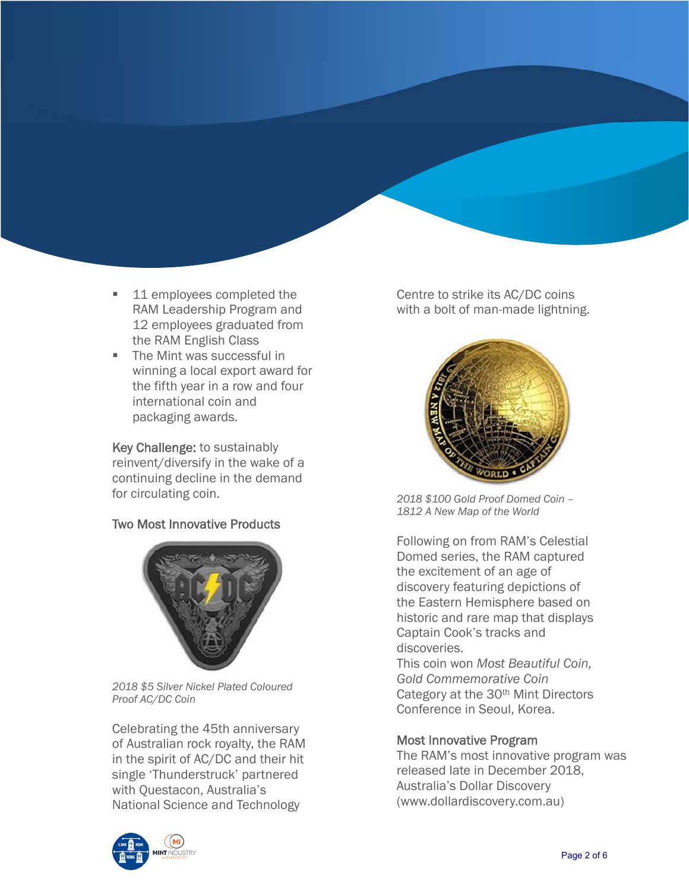- 11 employees completed the RAM Leadership Program and 12 employees graduated from the RAM English Class
- The Mint was successful in winning a local export award for the fifth year in a row and four international coin and packaging awards.

**Key Challenge:** to sustainably reinvent/diversify in the wake of a continuing decline in the demand for circulating coin.

### Two Most Innovative Products

*2018 $5 Silver Nickel Plated Coloured Proof AC/DC Coin*

Celebrating the 45th anniversary of Australian rock royalty, the RAM in the spirit of AC/DC and their hit single 'Thunderstruck' partnered with Questacon, Australia's National Science and Technology Centre to strike its AC/DC coins with a bolt of man-made lightning.

*2018 $100 Gold Proof Domed Coin – 1812 A New Map of the World*

Following on from RAM's Celestial Domed series, the RAM captured the excitement of an age of discovery featuring depictions of the Eastern Hemisphere based on historic and rare map that displays Captain Cook's tracks and discoveries.
This coin won *Most Beautiful Coin, Gold Commemorative Coin* Category at the 30th Mint Directors Conference in Seoul, Korea.

### Most Innovative Program

The RAM's most innovative program was released late in December 2018, Australia's Dollar Discovery (www.dollardiscovery.com.au)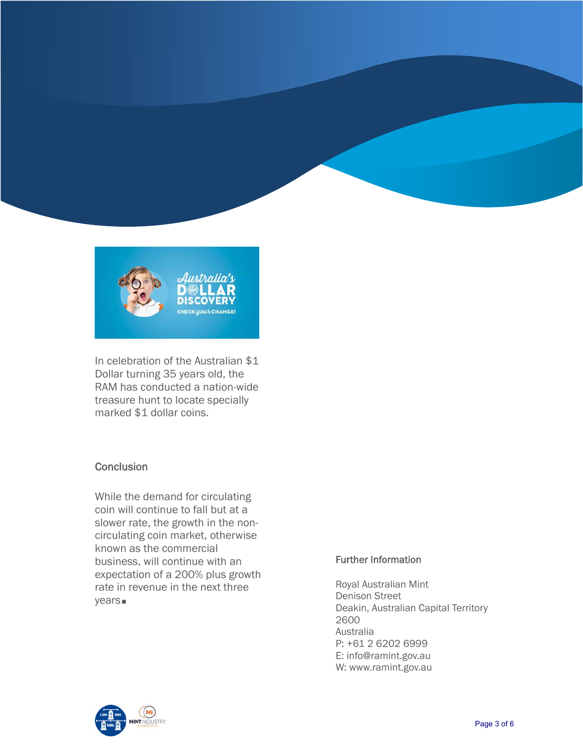In celebration of the Australian $1 Dollar turning 35 years old, the RAM has conducted a nation-wide treasure hunt to locate specially marked $1 dollar coins.

## Conclusion

While the demand for circulating coin will continue to fall but at a slower rate, the growth in the non-circulating coin market, otherwise known as the commercial business, will continue with an expectation of a 200% plus growth rate in revenue in the next three years■

## Further Information

Royal Australian Mint
Denison Street
Deakin, Australian Capital Territory
2600
Australia
P: +61 2 6202 6999
E: info@ramint.gov.au
W: www.ramint.gov.au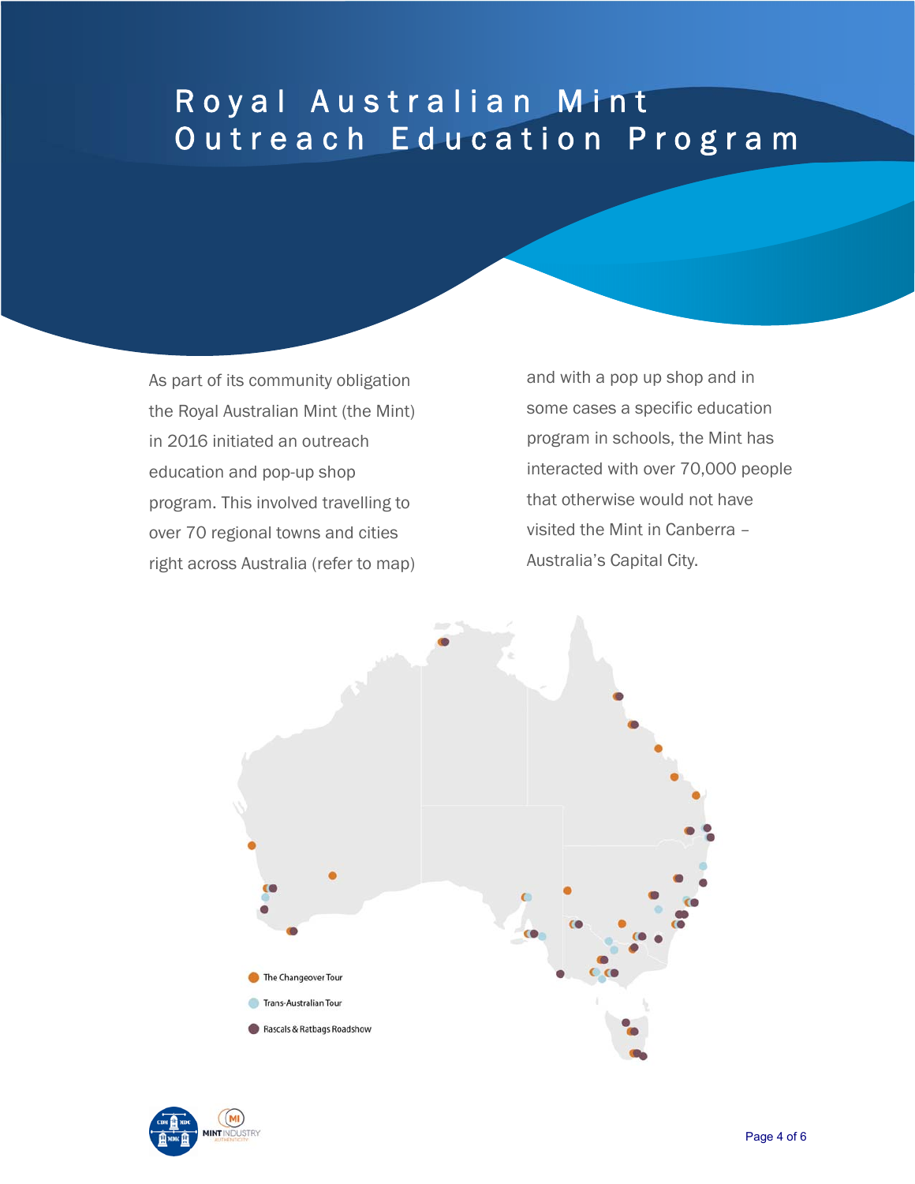# Royal Australian Mint Outreach Education Program

As part of its community obligation the Royal Australian Mint (the Mint) in 2016 initiated an outreach education and pop-up shop program. This involved travelling to over 70 regional towns and cities right across Australia (refer to map) and with a pop up shop and in some cases a specific education program in schools, the Mint has interacted with over 70,000 people that otherwise would not have visited the Mint in Canberra – Australia's Capital City.

- The Changeover Tour
- Trans-Australian Tour
- Rascals & Ratbags Roadshow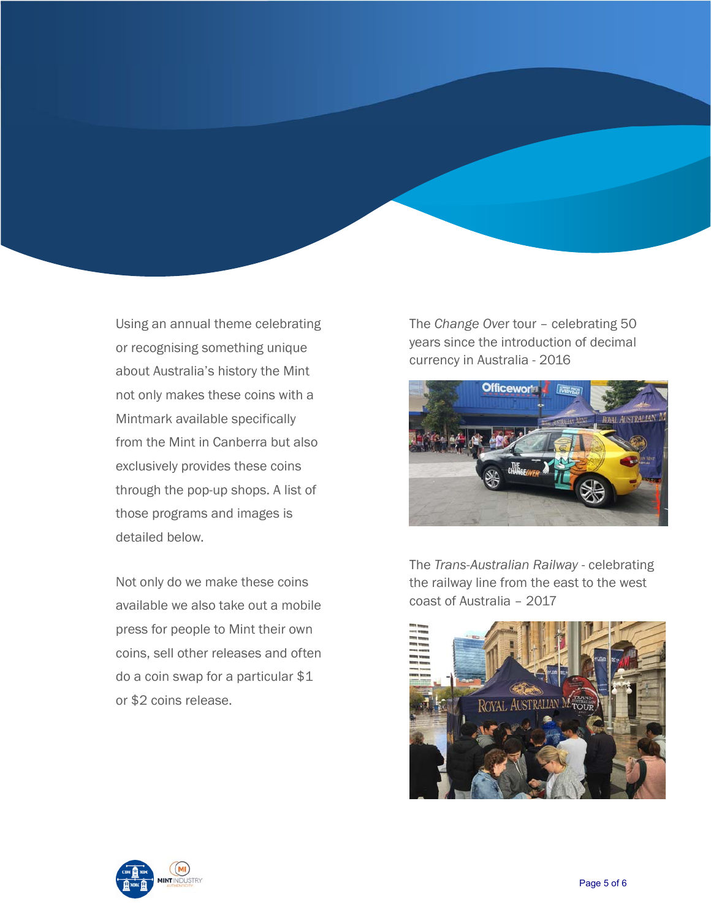Using an annual theme celebrating or recognising something unique about Australia's history the Mint not only makes these coins with a Mintmark available specifically from the Mint in Canberra but also exclusively provides these coins through the pop-up shops. A list of those programs and images is detailed below.

Not only do we make these coins available we also take out a mobile press for people to Mint their own coins, sell other releases and often do a coin swap for a particular $1 or $2 coins release.

The *Change Over* tour – celebrating 50 years since the introduction of decimal currency in Australia - 2016

The *Trans-Australian Railway* - celebrating the railway line from the east to the west coast of Australia – 2017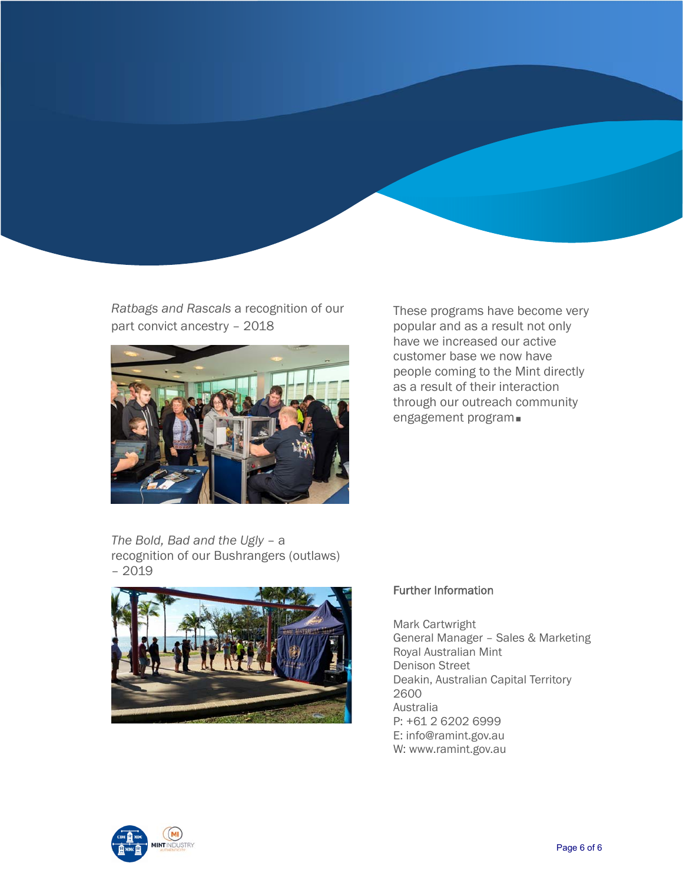*Ratbags and Rascals* a recognition of our part convict ancestry – 2018

*The Bold, Bad and the Ugly* – a recognition of our Bushrangers (outlaws) – 2019

These programs have become very popular and as a result not only have we increased our active customer base we now have people coming to the Mint directly as a result of their interaction through our outreach community engagement program ▪

### Further Information

Mark Cartwright  
General Manager – Sales & Marketing  
Royal Australian Mint  
Denison Street  
Deakin, Australian Capital Territory  
2600  
Australia  
P: +61 2 6202 6999  
E: info@ramint.gov.au  
W: www.ramint.gov.au